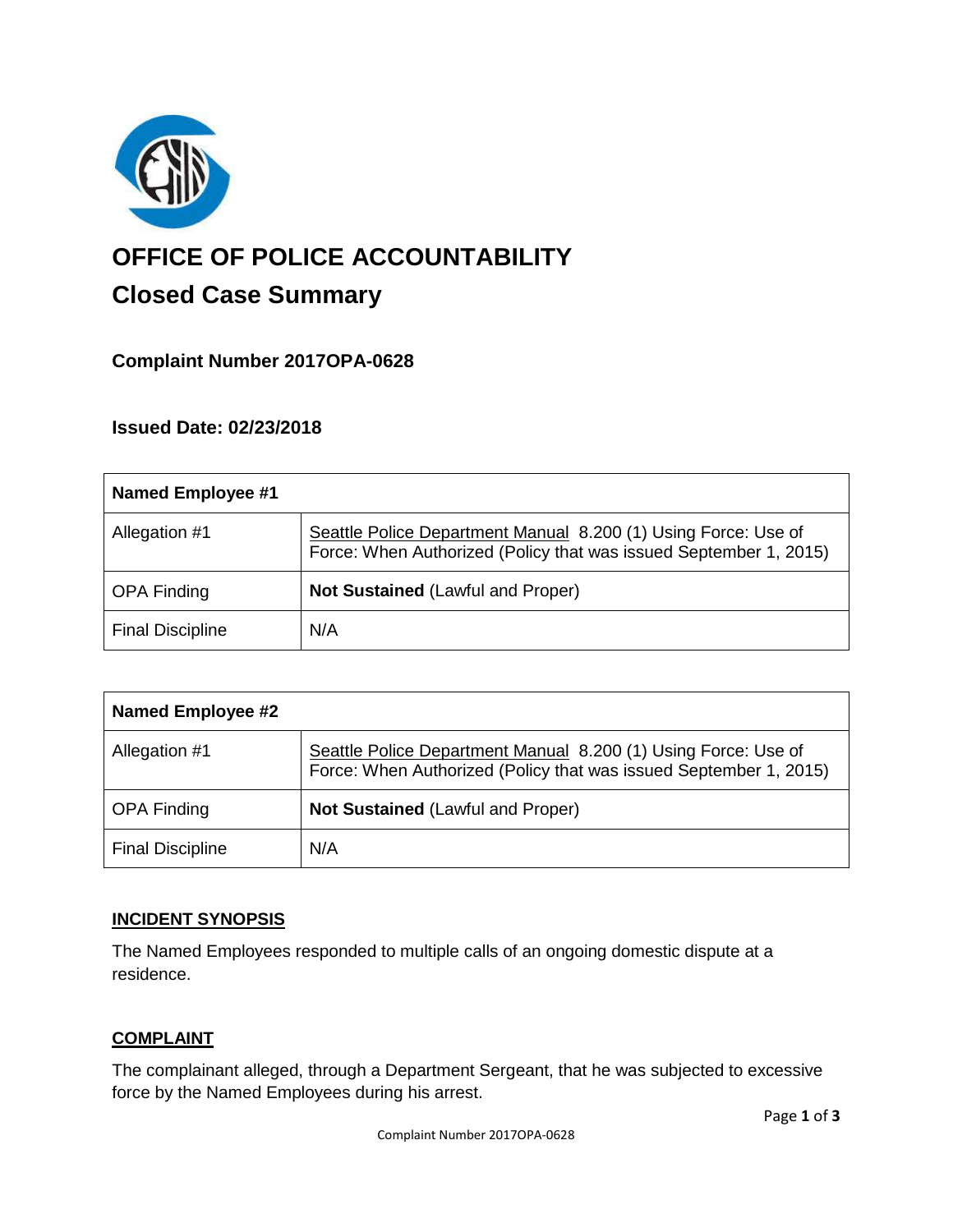# OFFICE OF POLICE ACCOUNTABILITY

## Closed Case Summary

### Complaint Number 2017OPA-0628

### Issued Date: 02/23/2018

| **Named Employee #1** | |
|---|---|
| Allegation #1 | Seattle Police Department Manual 8.200 (1) Using Force: Use of Force: When Authorized (Policy that was issued September 1, 2015) |
| OPA Finding | **Not Sustained** (Lawful and Proper) |
| Final Discipline | N/A |

| **Named Employee #2** | |
|---|---|
| Allegation #1 | Seattle Police Department Manual 8.200 (1) Using Force: Use of Force: When Authorized (Policy that was issued September 1, 2015) |
| OPA Finding | **Not Sustained** (Lawful and Proper) |
| Final Discipline | N/A |

### INCIDENT SYNOPSIS

The Named Employees responded to multiple calls of an ongoing domestic dispute at a residence.

### COMPLAINT

The complainant alleged, through a Department Sergeant, that he was subjected to excessive force by the Named Employees during his arrest.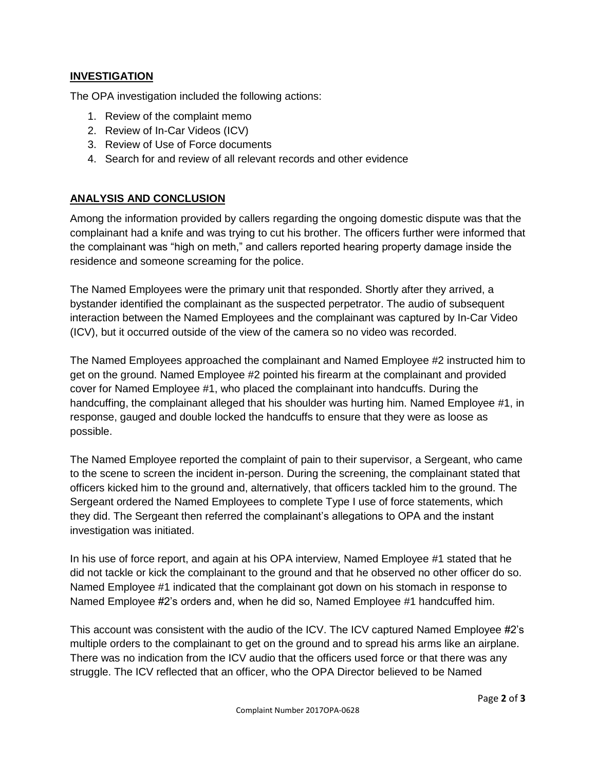## INVESTIGATION

The OPA investigation included the following actions:

1. Review of the complaint memo
2. Review of In-Car Videos (ICV)
3. Review of Use of Force documents
4. Search for and review of all relevant records and other evidence

## ANALYSIS AND CONCLUSION

Among the information provided by callers regarding the ongoing domestic dispute was that the complainant had a knife and was trying to cut his brother. The officers further were informed that the complainant was "high on meth," and callers reported hearing property damage inside the residence and someone screaming for the police.

The Named Employees were the primary unit that responded. Shortly after they arrived, a bystander identified the complainant as the suspected perpetrator. The audio of subsequent interaction between the Named Employees and the complainant was captured by In-Car Video (ICV), but it occurred outside of the view of the camera so no video was recorded.

The Named Employees approached the complainant and Named Employee #2 instructed him to get on the ground. Named Employee #2 pointed his firearm at the complainant and provided cover for Named Employee #1, who placed the complainant into handcuffs. During the handcuffing, the complainant alleged that his shoulder was hurting him. Named Employee #1, in response, gauged and double locked the handcuffs to ensure that they were as loose as possible.

The Named Employee reported the complaint of pain to their supervisor, a Sergeant, who came to the scene to screen the incident in-person. During the screening, the complainant stated that officers kicked him to the ground and, alternatively, that officers tackled him to the ground. The Sergeant ordered the Named Employees to complete Type I use of force statements, which they did. The Sergeant then referred the complainant's allegations to OPA and the instant investigation was initiated.

In his use of force report, and again at his OPA interview, Named Employee #1 stated that he did not tackle or kick the complainant to the ground and that he observed no other officer do so. Named Employee #1 indicated that the complainant got down on his stomach in response to Named Employee #2's orders and, when he did so, Named Employee #1 handcuffed him.

This account was consistent with the audio of the ICV. The ICV captured Named Employee #2's multiple orders to the complainant to get on the ground and to spread his arms like an airplane. There was no indication from the ICV audio that the officers used force or that there was any struggle. The ICV reflected that an officer, who the OPA Director believed to be Named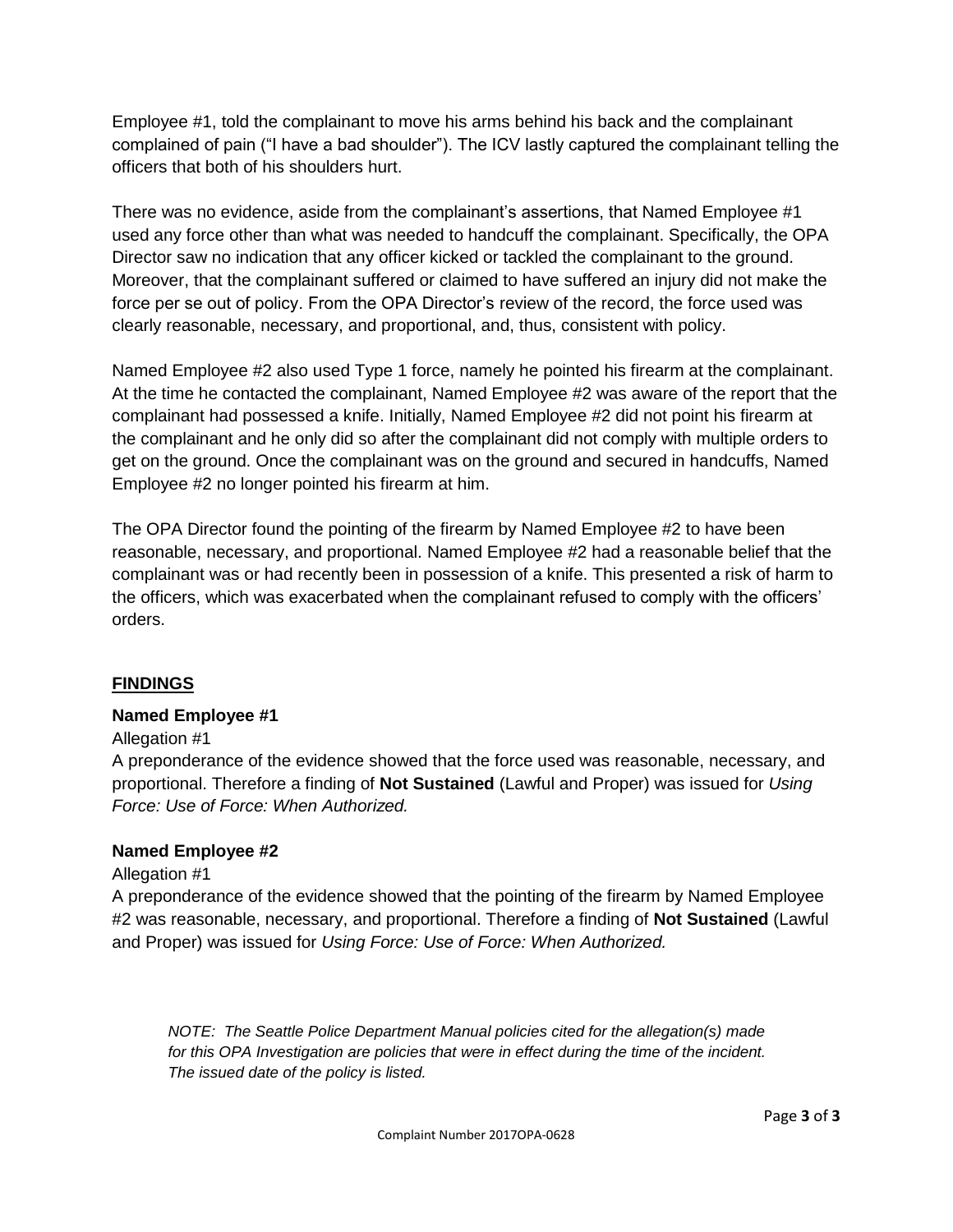Employee #1, told the complainant to move his arms behind his back and the complainant complained of pain ("I have a bad shoulder"). The ICV lastly captured the complainant telling the officers that both of his shoulders hurt.

There was no evidence, aside from the complainant's assertions, that Named Employee #1 used any force other than what was needed to handcuff the complainant. Specifically, the OPA Director saw no indication that any officer kicked or tackled the complainant to the ground. Moreover, that the complainant suffered or claimed to have suffered an injury did not make the force per se out of policy. From the OPA Director's review of the record, the force used was clearly reasonable, necessary, and proportional, and, thus, consistent with policy.

Named Employee #2 also used Type 1 force, namely he pointed his firearm at the complainant. At the time he contacted the complainant, Named Employee #2 was aware of the report that the complainant had possessed a knife. Initially, Named Employee #2 did not point his firearm at the complainant and he only did so after the complainant did not comply with multiple orders to get on the ground. Once the complainant was on the ground and secured in handcuffs, Named Employee #2 no longer pointed his firearm at him.

The OPA Director found the pointing of the firearm by Named Employee #2 to have been reasonable, necessary, and proportional. Named Employee #2 had a reasonable belief that the complainant was or had recently been in possession of a knife. This presented a risk of harm to the officers, which was exacerbated when the complainant refused to comply with the officers' orders.

## FINDINGS

### Named Employee #1

Allegation #1

A preponderance of the evidence showed that the force used was reasonable, necessary, and proportional. Therefore a finding of **Not Sustained** (Lawful and Proper) was issued for *Using Force: Use of Force: When Authorized.*

### Named Employee #2

Allegation #1

A preponderance of the evidence showed that the pointing of the firearm by Named Employee #2 was reasonable, necessary, and proportional. Therefore a finding of **Not Sustained** (Lawful and Proper) was issued for *Using Force: Use of Force: When Authorized.*

*NOTE: The Seattle Police Department Manual policies cited for the allegation(s) made for this OPA Investigation are policies that were in effect during the time of the incident. The issued date of the policy is listed.*

Complaint Number 2017OPA-0628